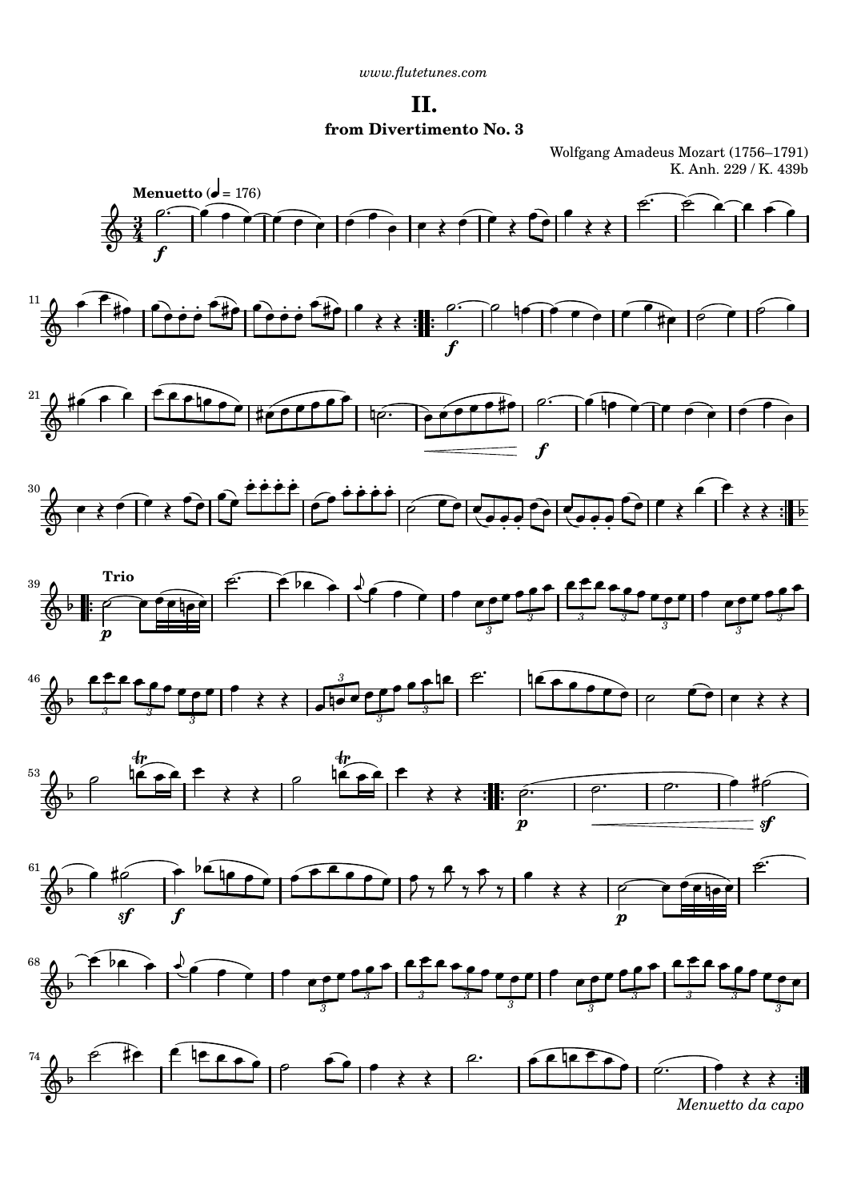www.flutetunes.com

# II.

### from Divertimento No. 3

Wolfgang Amadeus Mozart (1756–1791)
K. Anh. 229 / K. 439b

**Menuetto** (♩ = 176)

**Trio**

*Menuetto da capo*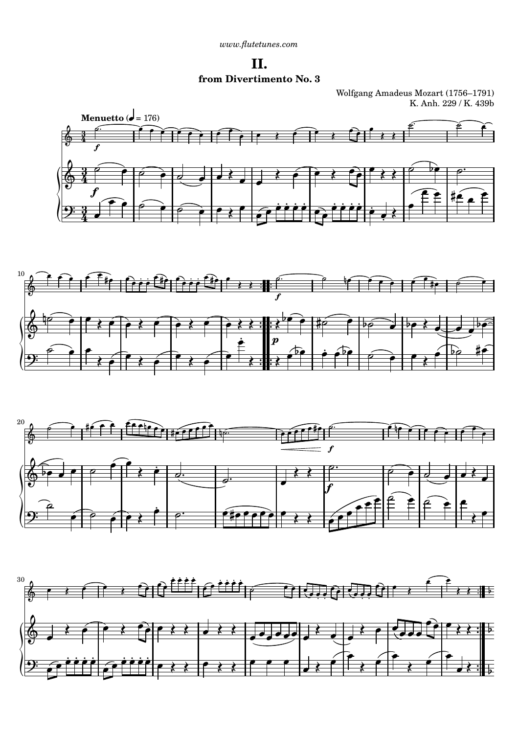www.flutetunes.com

# II.

### from Divertimento No. 3

Wolfgang Amadeus Mozart (1756–1791)
K. Anh. 229 / K. 439b

**Menuetto** (♩ = 176)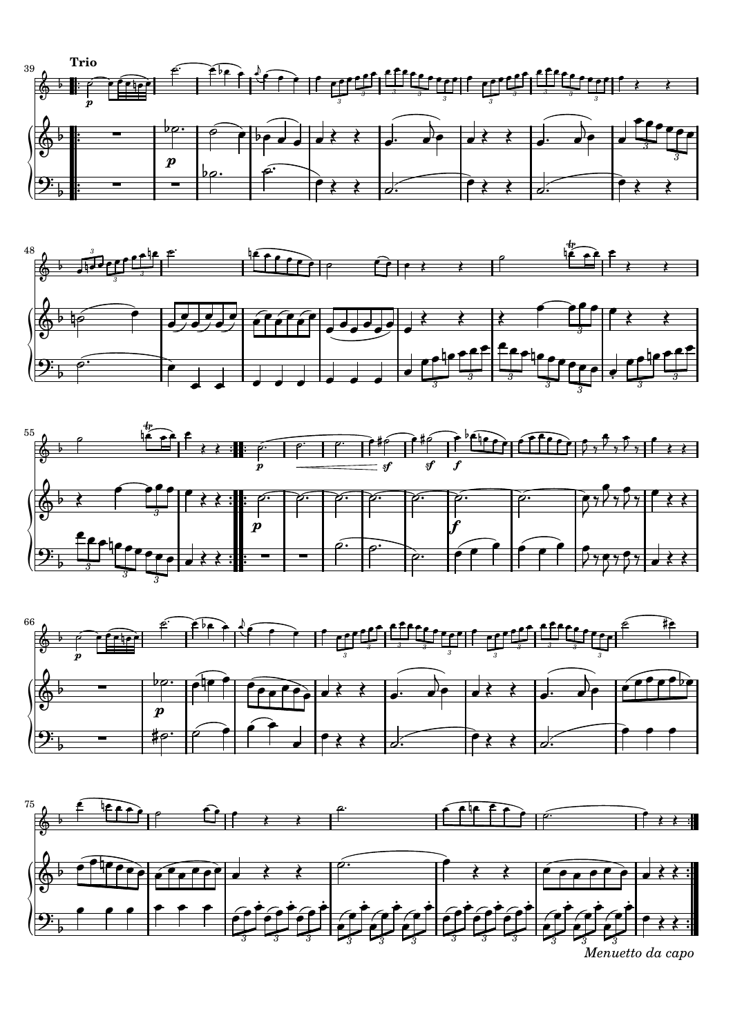**Trio**

*Menuetto da capo*